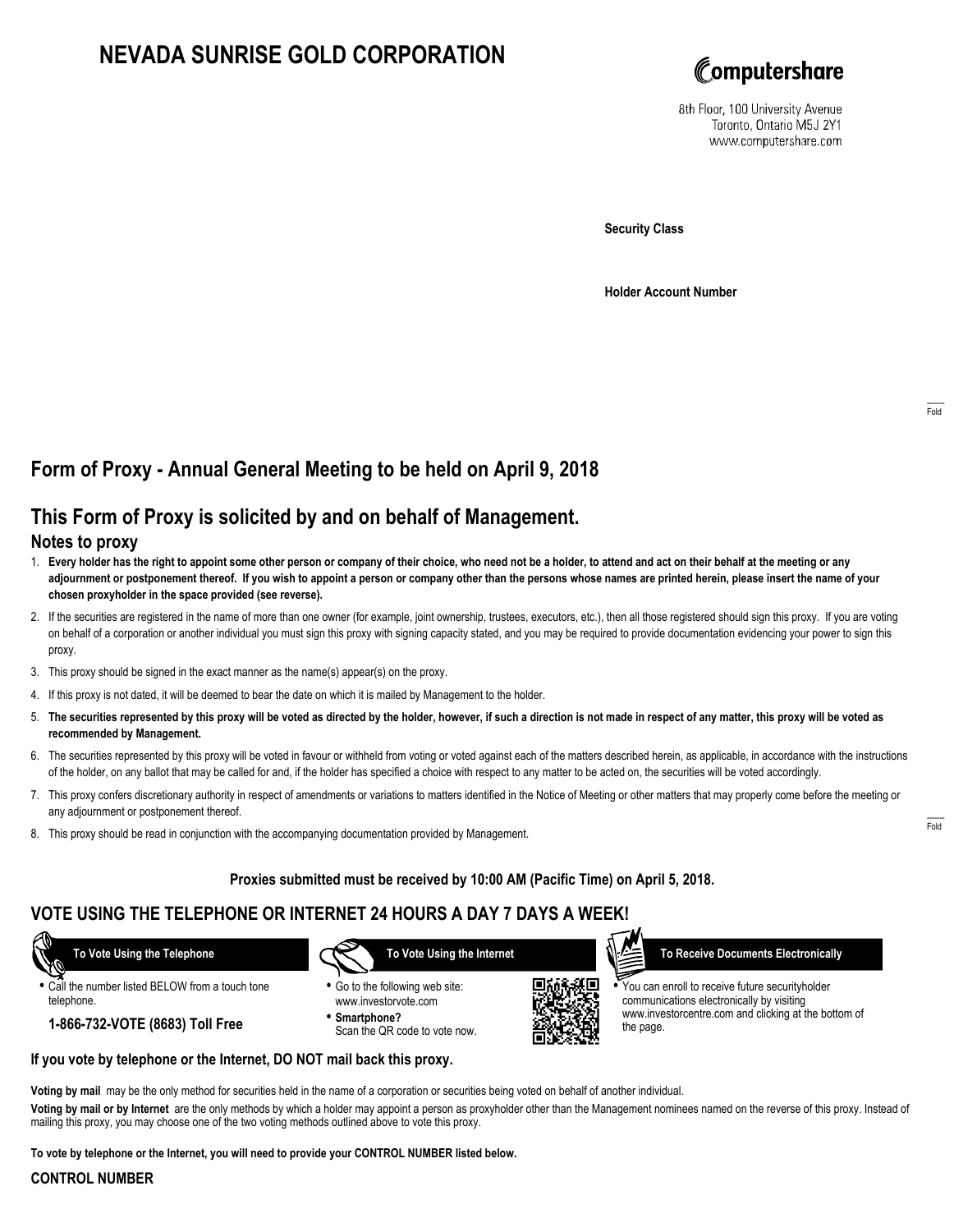# NEVADA SUNRISE GOLD CORPORATION

Computershare

8th Floor, 100 University Avenue
Toronto, Ontario M5J 2Y1
www.computershare.com

**Security Class**

**Holder Account Number**

Fold

## Form of Proxy - Annual General Meeting to be held on April 9, 2018

## This Form of Proxy is solicited by and on behalf of Management.

### Notes to proxy

1. **Every holder has the right to appoint some other person or company of their choice, who need not be a holder, to attend and act on their behalf at the meeting or any adjournment or postponement thereof. If you wish to appoint a person or company other than the persons whose names are printed herein, please insert the name of your chosen proxyholder in the space provided (see reverse).**
2. If the securities are registered in the name of more than one owner (for example, joint ownership, trustees, executors, etc.), then all those registered should sign this proxy. If you are voting on behalf of a corporation or another individual you must sign this proxy with signing capacity stated, and you may be required to provide documentation evidencing your power to sign this proxy.
3. This proxy should be signed in the exact manner as the name(s) appear(s) on the proxy.
4. If this proxy is not dated, it will be deemed to bear the date on which it is mailed by Management to the holder.
5. **The securities represented by this proxy will be voted as directed by the holder, however, if such a direction is not made in respect of any matter, this proxy will be voted as recommended by Management.**
6. The securities represented by this proxy will be voted in favour or withheld from voting or voted against each of the matters described herein, as applicable, in accordance with the instructions of the holder, on any ballot that may be called for and, if the holder has specified a choice with respect to any matter to be acted on, the securities will be voted accordingly.
7. This proxy confers discretionary authority in respect of amendments or variations to matters identified in the Notice of Meeting or other matters that may properly come before the meeting or any adjournment or postponement thereof.
8. This proxy should be read in conjunction with the accompanying documentation provided by Management.

Fold

**Proxies submitted must be received by 10:00 AM (Pacific Time) on April 5, 2018.**

## VOTE USING THE TELEPHONE OR INTERNET 24 HOURS A DAY 7 DAYS A WEEK!

**To Vote Using the Telephone**

- Call the number listed BELOW from a touch tone telephone.

**1-866-732-VOTE (8683) Toll Free**

**To Vote Using the Internet**

- Go to the following web site: www.investorvote.com
- **Smartphone?** Scan the QR code to vote now.

**To Receive Documents Electronically**

- You can enroll to receive future securityholder communications electronically by visiting www.investorcentre.com and clicking at the bottom of the page.

**If you vote by telephone or the Internet, DO NOT mail back this proxy.**

**Voting by mail** may be the only method for securities held in the name of a corporation or securities being voted on behalf of another individual.

**Voting by mail or by Internet** are the only methods by which a holder may appoint a person as proxyholder other than the Management nominees named on the reverse of this proxy. Instead of mailing this proxy, you may choose one of the two voting methods outlined above to vote this proxy.

**To vote by telephone or the Internet, you will need to provide your CONTROL NUMBER listed below.**

**CONTROL NUMBER**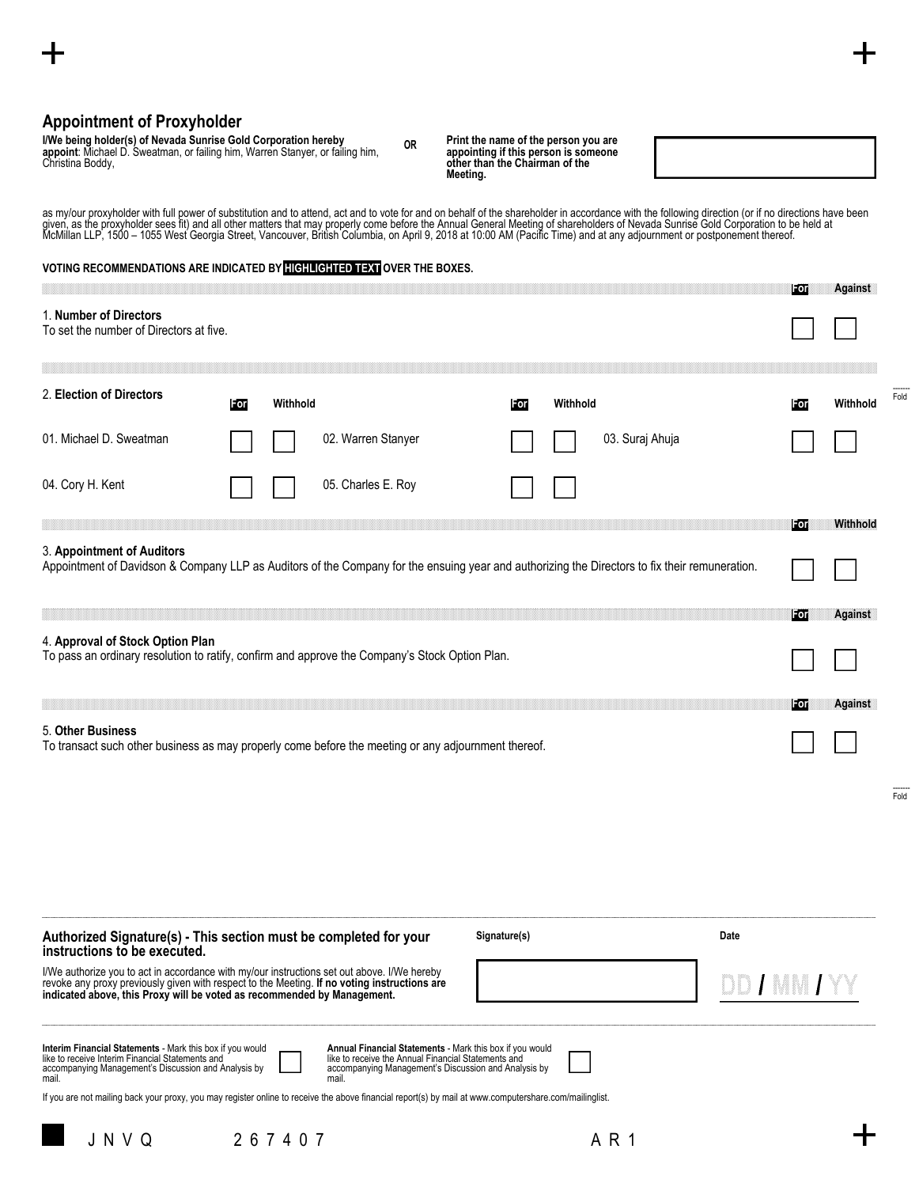## Appointment of Proxyholder

**I/We being holder(s) of Nevada Sunrise Gold Corporation hereby appoint**: Michael D. Sweatman, or failing him, Warren Stanyer, or failing him, Christina Boddy,

**OR**

**Print the name of the person you are appointing if this person is someone other than the Chairman of the Meeting.**

as my/our proxyholder with full power of substitution and to attend, act and to vote for and on behalf of the shareholder in accordance with the following direction (or if no directions have been given, as the proxyholder sees fit) and all other matters that may properly come before the Annual General Meeting of shareholders of Nevada Sunrise Gold Corporation to be held at McMillan LLP, 1500 – 1055 West Georgia Street, Vancouver, British Columbia, on April 9, 2018 at 10:00 AM (Pacific Time) and at any adjournment or postponement thereof.

**VOTING RECOMMENDATIONS ARE INDICATED BY HIGHLIGHTED TEXT OVER THE BOXES.**

| | For | Against |
|---|---|---|
| 1. **Number of Directors**<br>To set the number of Directors at five. | ☐ | ☐ |

2. **Election of Directors**

| | For | Withhold | | For | Withhold | | For | Withhold |
|---|---|---|---|---|---|---|---|---|
| 01. Michael D. Sweatman | ☐ | ☐ | 02. Warren Stanyer | ☐ | ☐ | 03. Suraj Ahuja | ☐ | ☐ |
| 04. Cory H. Kent | ☐ | ☐ | 05. Charles E. Roy | ☐ | ☐ | | | |

| | For | Withhold |
|---|---|---|
| 3. **Appointment of Auditors**<br>Appointment of Davidson & Company LLP as Auditors of the Company for the ensuing year and authorizing the Directors to fix their remuneration. | ☐ | ☐ |

| | For | Against |
|---|---|---|
| 4. **Approval of Stock Option Plan**<br>To pass an ordinary resolution to ratify, confirm and approve the Company's Stock Option Plan. | ☐ | ☐ |

| | For | Against |
|---|---|---|
| 5. **Other Business**<br>To transact such other business as may properly come before the meeting or any adjournment thereof. | ☐ | ☐ |

Fold

Fold

**Authorized Signature(s) - This section must be completed for your instructions to be executed.**

I/We authorize you to act in accordance with my/our instructions set out above. I/We hereby revoke any proxy previously given with respect to the Meeting. **If no voting instructions are indicated above, this Proxy will be voted as recommended by Management.**

Signature(s)

Date

DD / MM / YY

**Interim Financial Statements** - Mark this box if you would like to receive Interim Financial Statements and accompanying Management's Discussion and Analysis by mail. ☐

**Annual Financial Statements** - Mark this box if you would like to receive the Annual Financial Statements and accompanying Management's Discussion and Analysis by mail. ☐

If you are not mailing back your proxy, you may register online to receive the above financial report(s) by mail at www.computershare.com/mailinglist.

J N V Q 2 6 7 4 0 7 A R 1